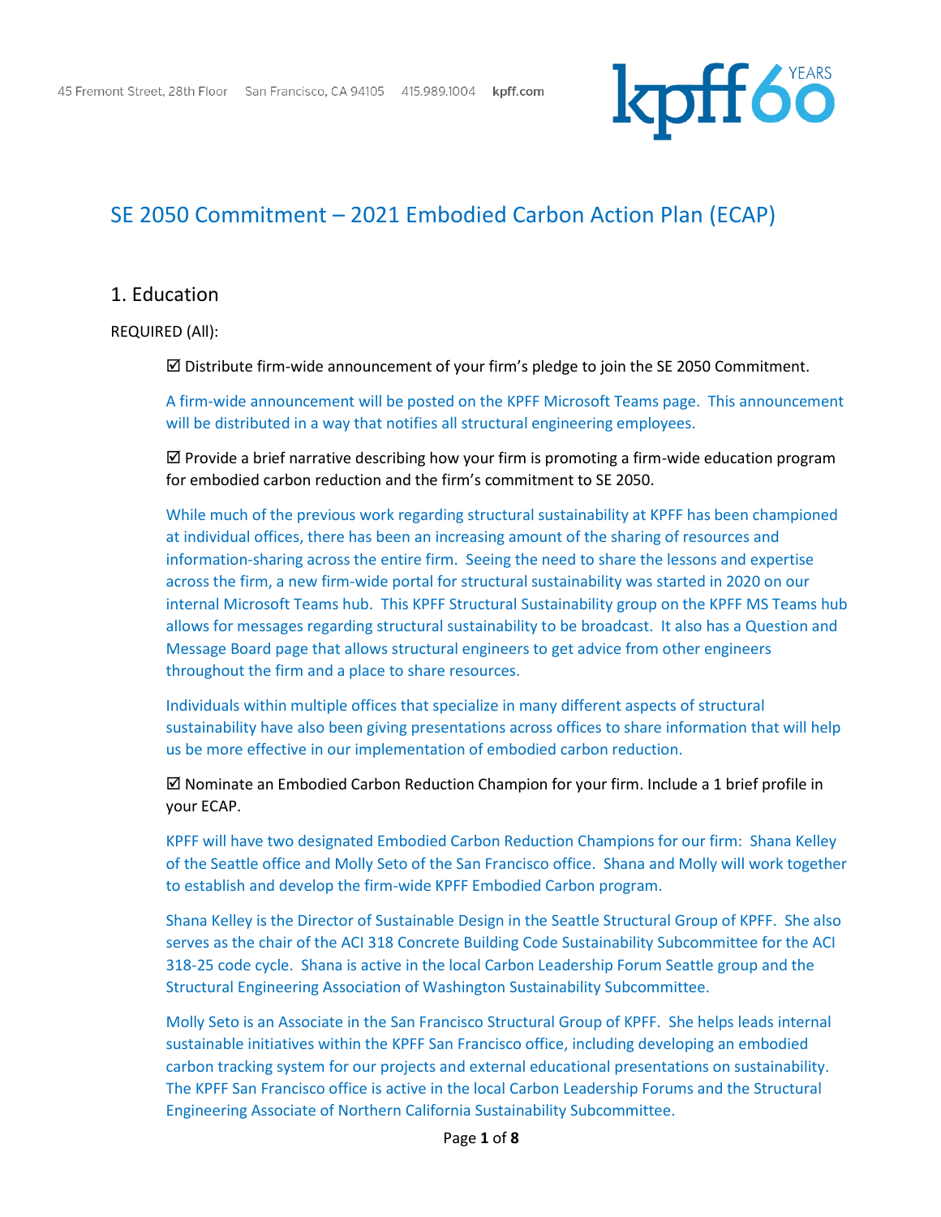45 Fremont Street, 28th Floor    San Francisco, CA 94105    415.989.1004    kpff.com

# SE 2050 Commitment – 2021 Embodied Carbon Action Plan (ECAP)

## 1. Education

REQUIRED (All):

☑ Distribute firm-wide announcement of your firm's pledge to join the SE 2050 Commitment.

A firm-wide announcement will be posted on the KPFF Microsoft Teams page. This announcement will be distributed in a way that notifies all structural engineering employees.

☑ Provide a brief narrative describing how your firm is promoting a firm-wide education program for embodied carbon reduction and the firm's commitment to SE 2050.

While much of the previous work regarding structural sustainability at KPFF has been championed at individual offices, there has been an increasing amount of the sharing of resources and information-sharing across the entire firm. Seeing the need to share the lessons and expertise across the firm, a new firm-wide portal for structural sustainability was started in 2020 on our internal Microsoft Teams hub. This KPFF Structural Sustainability group on the KPFF MS Teams hub allows for messages regarding structural sustainability to be broadcast. It also has a Question and Message Board page that allows structural engineers to get advice from other engineers throughout the firm and a place to share resources.

Individuals within multiple offices that specialize in many different aspects of structural sustainability have also been giving presentations across offices to share information that will help us be more effective in our implementation of embodied carbon reduction.

☑ Nominate an Embodied Carbon Reduction Champion for your firm. Include a 1 brief profile in your ECAP.

KPFF will have two designated Embodied Carbon Reduction Champions for our firm: Shana Kelley of the Seattle office and Molly Seto of the San Francisco office. Shana and Molly will work together to establish and develop the firm-wide KPFF Embodied Carbon program.

Shana Kelley is the Director of Sustainable Design in the Seattle Structural Group of KPFF. She also serves as the chair of the ACI 318 Concrete Building Code Sustainability Subcommittee for the ACI 318-25 code cycle. Shana is active in the local Carbon Leadership Forum Seattle group and the Structural Engineering Association of Washington Sustainability Subcommittee.

Molly Seto is an Associate in the San Francisco Structural Group of KPFF. She helps leads internal sustainable initiatives within the KPFF San Francisco office, including developing an embodied carbon tracking system for our projects and external educational presentations on sustainability. The KPFF San Francisco office is active in the local Carbon Leadership Forums and the Structural Engineering Associate of Northern California Sustainability Subcommittee.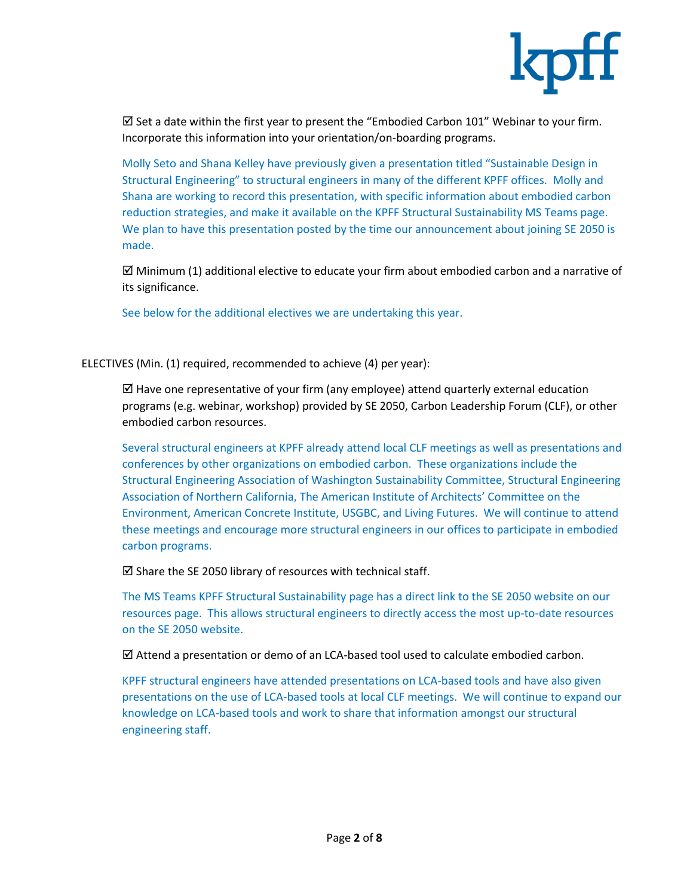☑ Set a date within the first year to present the "Embodied Carbon 101" Webinar to your firm. Incorporate this information into your orientation/on-boarding programs.

Molly Seto and Shana Kelley have previously given a presentation titled "Sustainable Design in Structural Engineering" to structural engineers in many of the different KPFF offices. Molly and Shana are working to record this presentation, with specific information about embodied carbon reduction strategies, and make it available on the KPFF Structural Sustainability MS Teams page. We plan to have this presentation posted by the time our announcement about joining SE 2050 is made.

☑ Minimum (1) additional elective to educate your firm about embodied carbon and a narrative of its significance.

See below for the additional electives we are undertaking this year.

ELECTIVES (Min. (1) required, recommended to achieve (4) per year):

☑ Have one representative of your firm (any employee) attend quarterly external education programs (e.g. webinar, workshop) provided by SE 2050, Carbon Leadership Forum (CLF), or other embodied carbon resources.

Several structural engineers at KPFF already attend local CLF meetings as well as presentations and conferences by other organizations on embodied carbon. These organizations include the Structural Engineering Association of Washington Sustainability Committee, Structural Engineering Association of Northern California, The American Institute of Architects' Committee on the Environment, American Concrete Institute, USGBC, and Living Futures. We will continue to attend these meetings and encourage more structural engineers in our offices to participate in embodied carbon programs.

☑ Share the SE 2050 library of resources with technical staff.

The MS Teams KPFF Structural Sustainability page has a direct link to the SE 2050 website on our resources page. This allows structural engineers to directly access the most up-to-date resources on the SE 2050 website.

☑ Attend a presentation or demo of an LCA-based tool used to calculate embodied carbon.

KPFF structural engineers have attended presentations on LCA-based tools and have also given presentations on the use of LCA-based tools at local CLF meetings. We will continue to expand our knowledge on LCA-based tools and work to share that information amongst our structural engineering staff.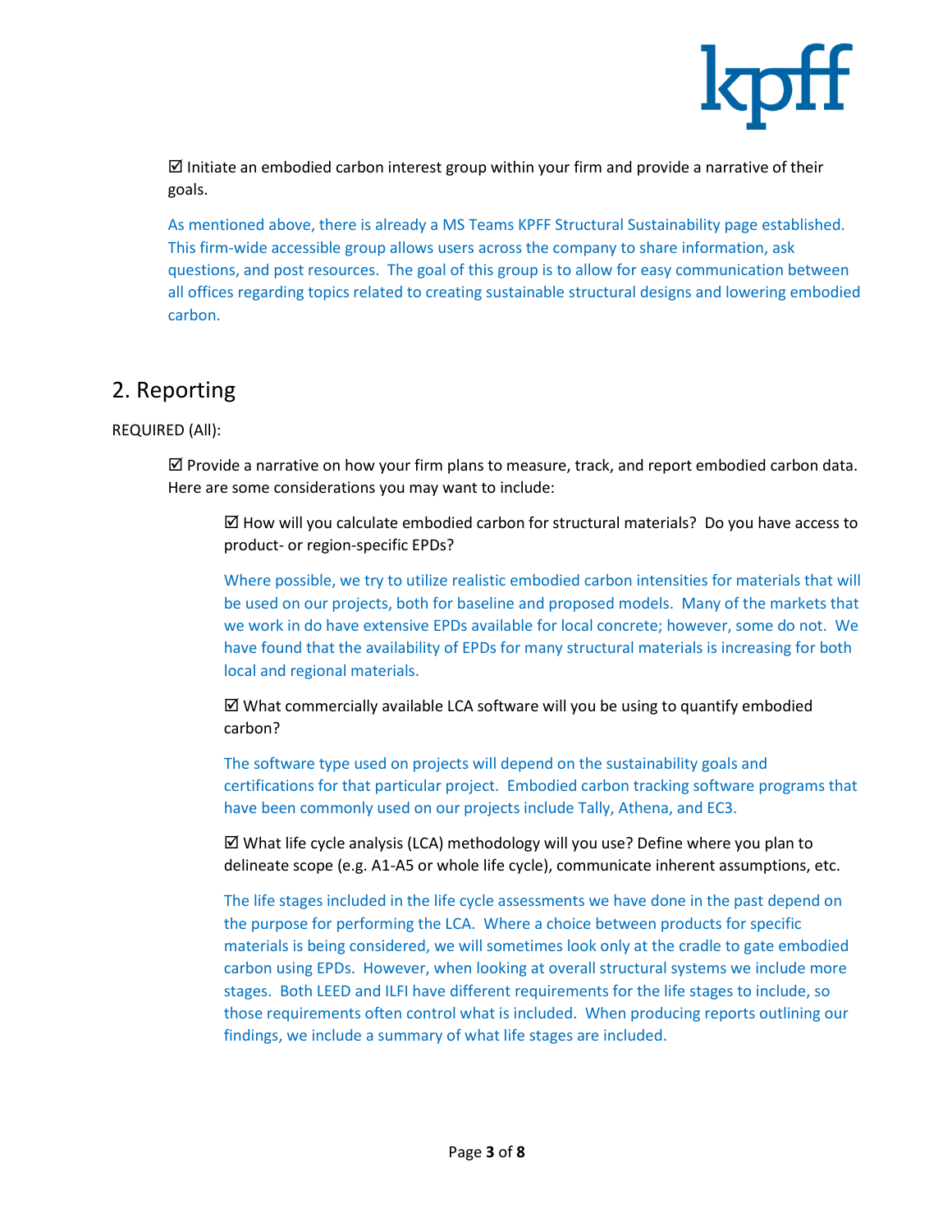☑ Initiate an embodied carbon interest group within your firm and provide a narrative of their goals.

As mentioned above, there is already a MS Teams KPFF Structural Sustainability page established. This firm-wide accessible group allows users across the company to share information, ask questions, and post resources. The goal of this group is to allow for easy communication between all offices regarding topics related to creating sustainable structural designs and lowering embodied carbon.

## 2. Reporting

REQUIRED (All):

☑ Provide a narrative on how your firm plans to measure, track, and report embodied carbon data. Here are some considerations you may want to include:

☑ How will you calculate embodied carbon for structural materials? Do you have access to product- or region-specific EPDs?

Where possible, we try to utilize realistic embodied carbon intensities for materials that will be used on our projects, both for baseline and proposed models. Many of the markets that we work in do have extensive EPDs available for local concrete; however, some do not. We have found that the availability of EPDs for many structural materials is increasing for both local and regional materials.

☑ What commercially available LCA software will you be using to quantify embodied carbon?

The software type used on projects will depend on the sustainability goals and certifications for that particular project. Embodied carbon tracking software programs that have been commonly used on our projects include Tally, Athena, and EC3.

☑ What life cycle analysis (LCA) methodology will you use? Define where you plan to delineate scope (e.g. A1-A5 or whole life cycle), communicate inherent assumptions, etc.

The life stages included in the life cycle assessments we have done in the past depend on the purpose for performing the LCA. Where a choice between products for specific materials is being considered, we will sometimes look only at the cradle to gate embodied carbon using EPDs. However, when looking at overall structural systems we include more stages. Both LEED and ILFI have different requirements for the life stages to include, so those requirements often control what is included. When producing reports outlining our findings, we include a summary of what life stages are included.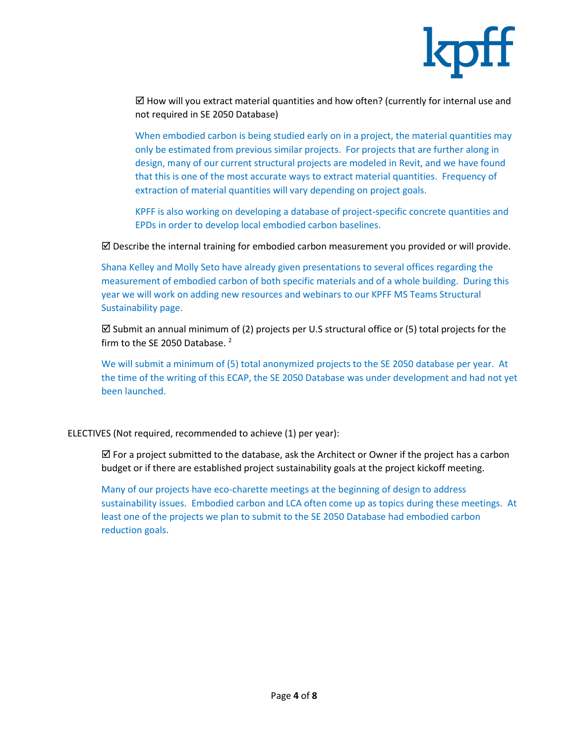☑ How will you extract material quantities and how often? (currently for internal use and not required in SE 2050 Database)

When embodied carbon is being studied early on in a project, the material quantities may only be estimated from previous similar projects. For projects that are further along in design, many of our current structural projects are modeled in Revit, and we have found that this is one of the most accurate ways to extract material quantities. Frequency of extraction of material quantities will vary depending on project goals.

KPFF is also working on developing a database of project-specific concrete quantities and EPDs in order to develop local embodied carbon baselines.

☑ Describe the internal training for embodied carbon measurement you provided or will provide.

Shana Kelley and Molly Seto have already given presentations to several offices regarding the measurement of embodied carbon of both specific materials and of a whole building. During this year we will work on adding new resources and webinars to our KPFF MS Teams Structural Sustainability page.

☑ Submit an annual minimum of (2) projects per U.S structural office or (5) total projects for the firm to the SE 2050 Database. [2]

We will submit a minimum of (5) total anonymized projects to the SE 2050 database per year. At the time of the writing of this ECAP, the SE 2050 Database was under development and had not yet been launched.

ELECTIVES (Not required, recommended to achieve (1) per year):

☑ For a project submitted to the database, ask the Architect or Owner if the project has a carbon budget or if there are established project sustainability goals at the project kickoff meeting.

Many of our projects have eco-charette meetings at the beginning of design to address sustainability issues. Embodied carbon and LCA often come up as topics during these meetings. At least one of the projects we plan to submit to the SE 2050 Database had embodied carbon reduction goals.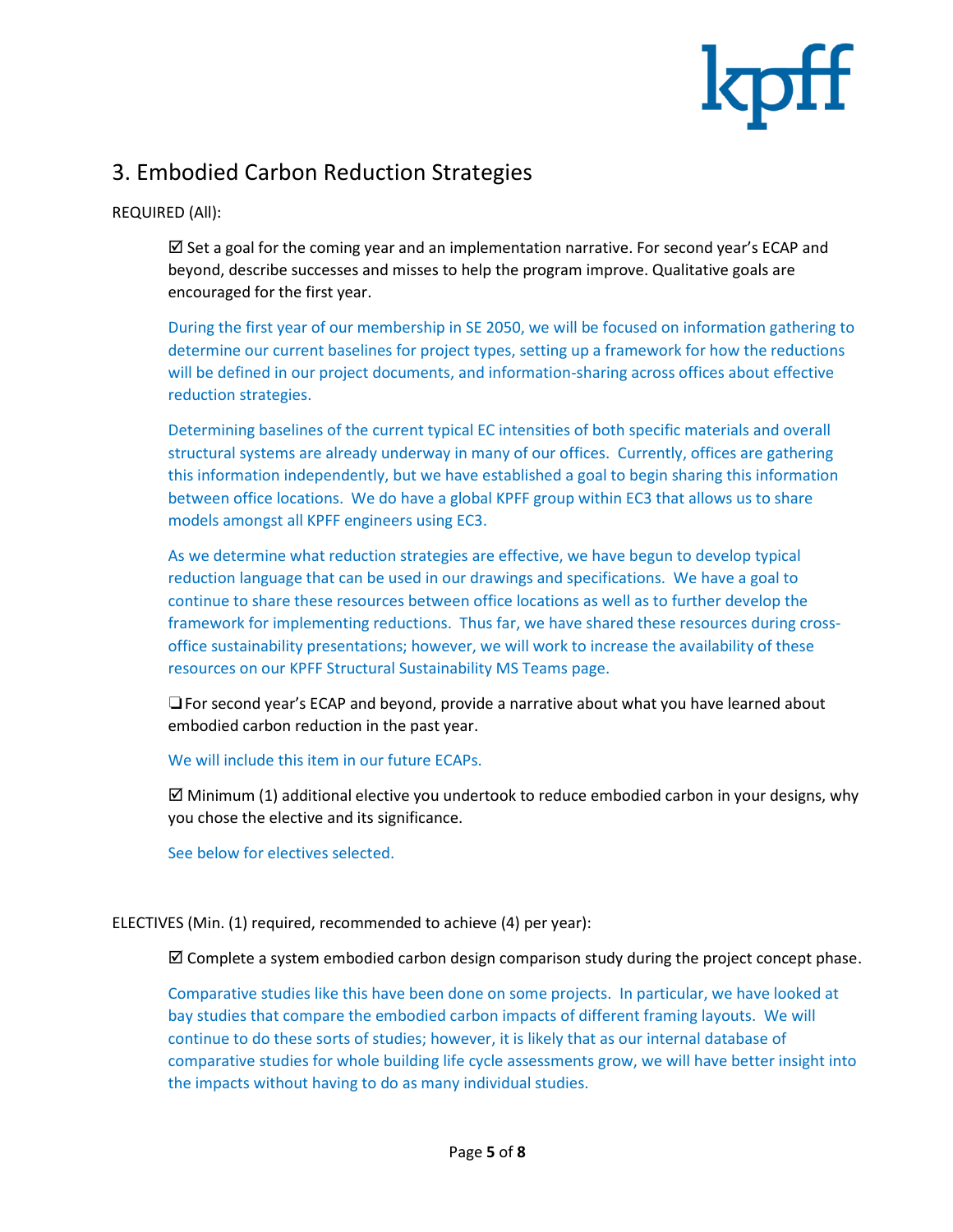## 3. Embodied Carbon Reduction Strategies

REQUIRED (All):

☑ Set a goal for the coming year and an implementation narrative. For second year's ECAP and beyond, describe successes and misses to help the program improve. Qualitative goals are encouraged for the first year.

During the first year of our membership in SE 2050, we will be focused on information gathering to determine our current baselines for project types, setting up a framework for how the reductions will be defined in our project documents, and information-sharing across offices about effective reduction strategies.

Determining baselines of the current typical EC intensities of both specific materials and overall structural systems are already underway in many of our offices. Currently, offices are gathering this information independently, but we have established a goal to begin sharing this information between office locations. We do have a global KPFF group within EC3 that allows us to share models amongst all KPFF engineers using EC3.

As we determine what reduction strategies are effective, we have begun to develop typical reduction language that can be used in our drawings and specifications. We have a goal to continue to share these resources between office locations as well as to further develop the framework for implementing reductions. Thus far, we have shared these resources during cross-office sustainability presentations; however, we will work to increase the availability of these resources on our KPFF Structural Sustainability MS Teams page.

❑ For second year's ECAP and beyond, provide a narrative about what you have learned about embodied carbon reduction in the past year.

We will include this item in our future ECAPs.

☑ Minimum (1) additional elective you undertook to reduce embodied carbon in your designs, why you chose the elective and its significance.

See below for electives selected.

ELECTIVES (Min. (1) required, recommended to achieve (4) per year):

☑ Complete a system embodied carbon design comparison study during the project concept phase.

Comparative studies like this have been done on some projects. In particular, we have looked at bay studies that compare the embodied carbon impacts of different framing layouts. We will continue to do these sorts of studies; however, it is likely that as our internal database of comparative studies for whole building life cycle assessments grow, we will have better insight into the impacts without having to do as many individual studies.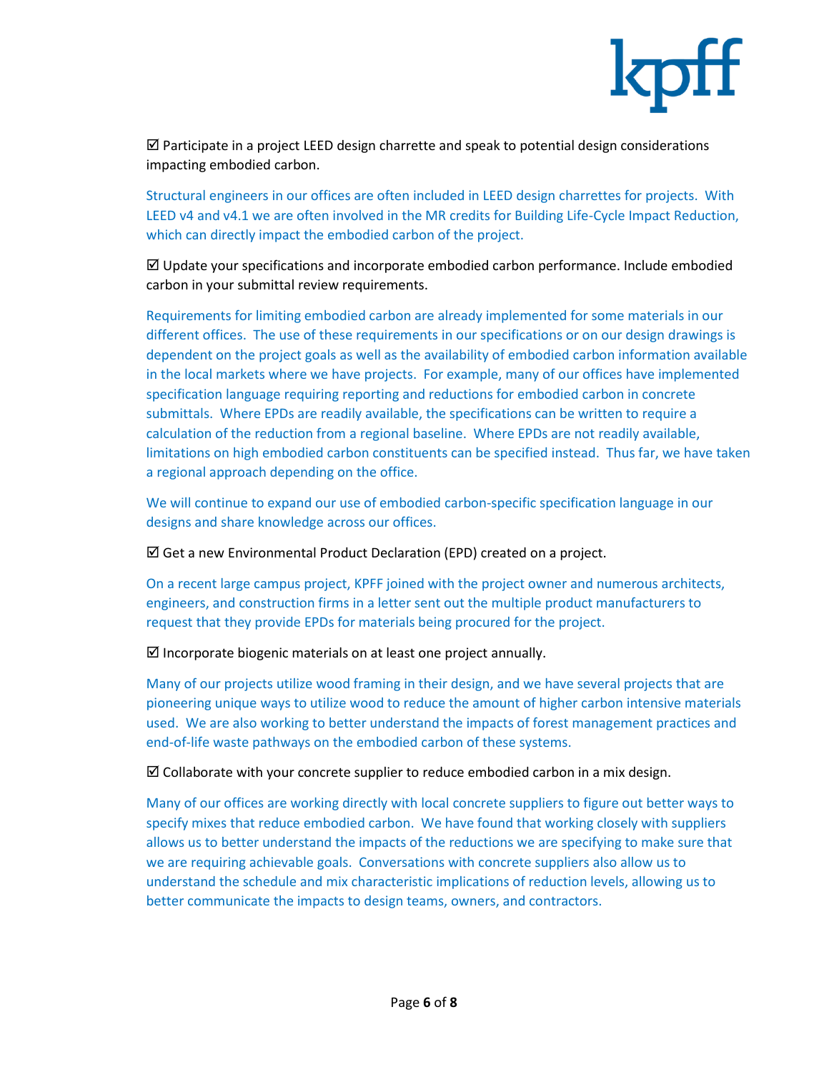☑ Participate in a project LEED design charrette and speak to potential design considerations impacting embodied carbon.

Structural engineers in our offices are often included in LEED design charrettes for projects. With LEED v4 and v4.1 we are often involved in the MR credits for Building Life-Cycle Impact Reduction, which can directly impact the embodied carbon of the project.

☑ Update your specifications and incorporate embodied carbon performance. Include embodied carbon in your submittal review requirements.

Requirements for limiting embodied carbon are already implemented for some materials in our different offices. The use of these requirements in our specifications or on our design drawings is dependent on the project goals as well as the availability of embodied carbon information available in the local markets where we have projects. For example, many of our offices have implemented specification language requiring reporting and reductions for embodied carbon in concrete submittals. Where EPDs are readily available, the specifications can be written to require a calculation of the reduction from a regional baseline. Where EPDs are not readily available, limitations on high embodied carbon constituents can be specified instead. Thus far, we have taken a regional approach depending on the office.

We will continue to expand our use of embodied carbon-specific specification language in our designs and share knowledge across our offices.

☑ Get a new Environmental Product Declaration (EPD) created on a project.

On a recent large campus project, KPFF joined with the project owner and numerous architects, engineers, and construction firms in a letter sent out the multiple product manufacturers to request that they provide EPDs for materials being procured for the project.

☑ Incorporate biogenic materials on at least one project annually.

Many of our projects utilize wood framing in their design, and we have several projects that are pioneering unique ways to utilize wood to reduce the amount of higher carbon intensive materials used. We are also working to better understand the impacts of forest management practices and end-of-life waste pathways on the embodied carbon of these systems.

☑ Collaborate with your concrete supplier to reduce embodied carbon in a mix design.

Many of our offices are working directly with local concrete suppliers to figure out better ways to specify mixes that reduce embodied carbon. We have found that working closely with suppliers allows us to better understand the impacts of the reductions we are specifying to make sure that we are requiring achievable goals. Conversations with concrete suppliers also allow us to understand the schedule and mix characteristic implications of reduction levels, allowing us to better communicate the impacts to design teams, owners, and contractors.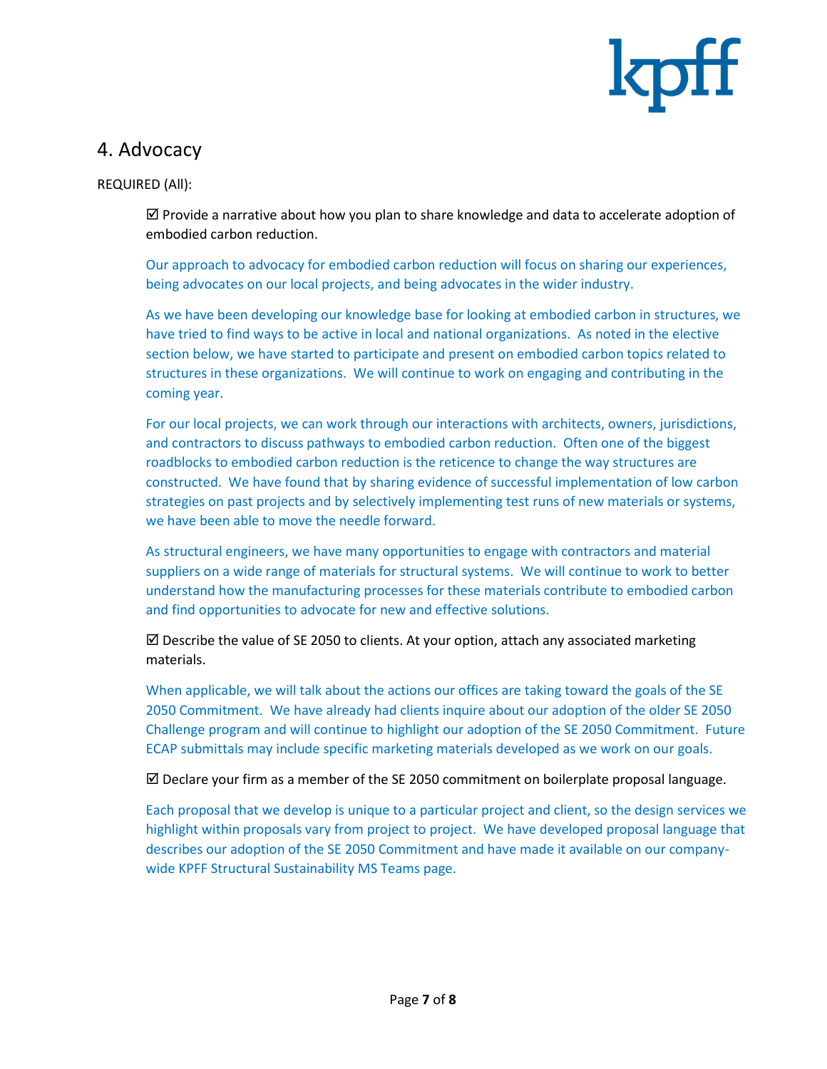## 4. Advocacy

REQUIRED (All):

☑ Provide a narrative about how you plan to share knowledge and data to accelerate adoption of embodied carbon reduction.

Our approach to advocacy for embodied carbon reduction will focus on sharing our experiences, being advocates on our local projects, and being advocates in the wider industry.

As we have been developing our knowledge base for looking at embodied carbon in structures, we have tried to find ways to be active in local and national organizations. As noted in the elective section below, we have started to participate and present on embodied carbon topics related to structures in these organizations. We will continue to work on engaging and contributing in the coming year.

For our local projects, we can work through our interactions with architects, owners, jurisdictions, and contractors to discuss pathways to embodied carbon reduction. Often one of the biggest roadblocks to embodied carbon reduction is the reticence to change the way structures are constructed. We have found that by sharing evidence of successful implementation of low carbon strategies on past projects and by selectively implementing test runs of new materials or systems, we have been able to move the needle forward.

As structural engineers, we have many opportunities to engage with contractors and material suppliers on a wide range of materials for structural systems. We will continue to work to better understand how the manufacturing processes for these materials contribute to embodied carbon and find opportunities to advocate for new and effective solutions.

☑ Describe the value of SE 2050 to clients. At your option, attach any associated marketing materials.

When applicable, we will talk about the actions our offices are taking toward the goals of the SE 2050 Commitment. We have already had clients inquire about our adoption of the older SE 2050 Challenge program and will continue to highlight our adoption of the SE 2050 Commitment. Future ECAP submittals may include specific marketing materials developed as we work on our goals.

☑ Declare your firm as a member of the SE 2050 commitment on boilerplate proposal language.

Each proposal that we develop is unique to a particular project and client, so the design services we highlight within proposals vary from project to project. We have developed proposal language that describes our adoption of the SE 2050 Commitment and have made it available on our company-wide KPFF Structural Sustainability MS Teams page.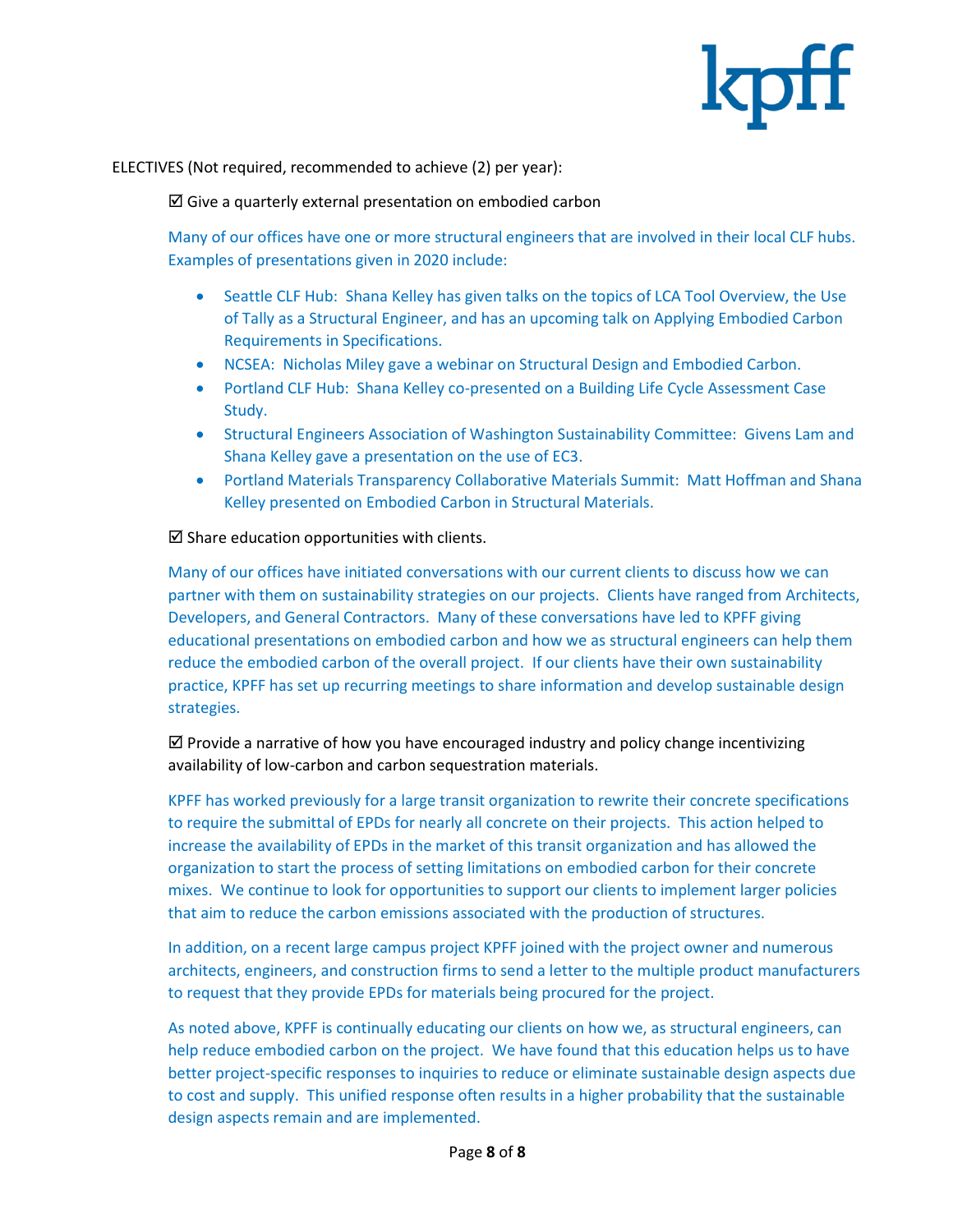ELECTIVES (Not required, recommended to achieve (2) per year):

☑ Give a quarterly external presentation on embodied carbon

Many of our offices have one or more structural engineers that are involved in their local CLF hubs. Examples of presentations given in 2020 include:

- Seattle CLF Hub: Shana Kelley has given talks on the topics of LCA Tool Overview, the Use of Tally as a Structural Engineer, and has an upcoming talk on Applying Embodied Carbon Requirements in Specifications.
- NCSEA: Nicholas Miley gave a webinar on Structural Design and Embodied Carbon.
- Portland CLF Hub: Shana Kelley co-presented on a Building Life Cycle Assessment Case Study.
- Structural Engineers Association of Washington Sustainability Committee: Givens Lam and Shana Kelley gave a presentation on the use of EC3.
- Portland Materials Transparency Collaborative Materials Summit: Matt Hoffman and Shana Kelley presented on Embodied Carbon in Structural Materials.

☑ Share education opportunities with clients.

Many of our offices have initiated conversations with our current clients to discuss how we can partner with them on sustainability strategies on our projects. Clients have ranged from Architects, Developers, and General Contractors. Many of these conversations have led to KPFF giving educational presentations on embodied carbon and how we as structural engineers can help them reduce the embodied carbon of the overall project. If our clients have their own sustainability practice, KPFF has set up recurring meetings to share information and develop sustainable design strategies.

☑ Provide a narrative of how you have encouraged industry and policy change incentivizing availability of low-carbon and carbon sequestration materials.

KPFF has worked previously for a large transit organization to rewrite their concrete specifications to require the submittal of EPDs for nearly all concrete on their projects. This action helped to increase the availability of EPDs in the market of this transit organization and has allowed the organization to start the process of setting limitations on embodied carbon for their concrete mixes. We continue to look for opportunities to support our clients to implement larger policies that aim to reduce the carbon emissions associated with the production of structures.

In addition, on a recent large campus project KPFF joined with the project owner and numerous architects, engineers, and construction firms to send a letter to the multiple product manufacturers to request that they provide EPDs for materials being procured for the project.

As noted above, KPFF is continually educating our clients on how we, as structural engineers, can help reduce embodied carbon on the project. We have found that this education helps us to have better project-specific responses to inquiries to reduce or eliminate sustainable design aspects due to cost and supply. This unified response often results in a higher probability that the sustainable design aspects remain and are implemented.